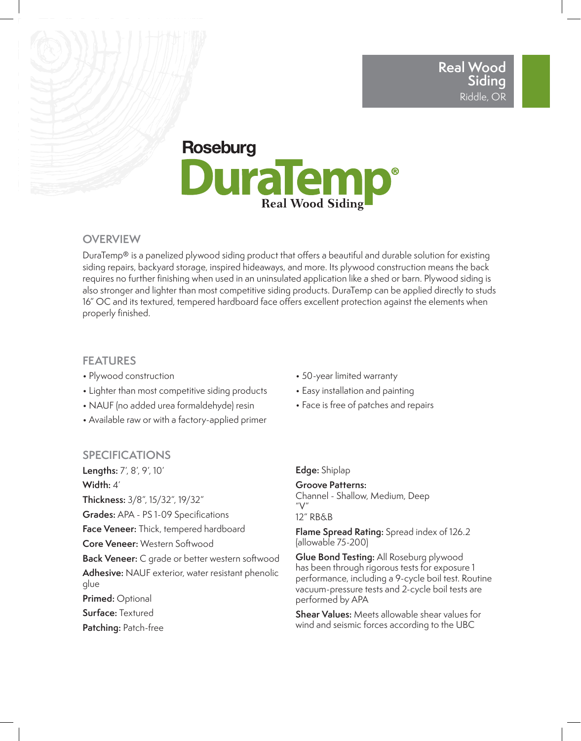**Real Wood Siding**
Riddle, OR

# Roseburg DuraTemp®
Real Wood Siding

## OVERVIEW

DuraTemp® is a panelized plywood siding product that offers a beautiful and durable solution for existing siding repairs, backyard storage, inspired hideaways, and more. Its plywood construction means the back requires no further finishing when used in an uninsulated application like a shed or barn. Plywood siding is also stronger and lighter than most competitive siding products. DuraTemp can be applied directly to studs 16" OC and its textured, tempered hardboard face offers excellent protection against the elements when properly finished.

## FEATURES

- Plywood construction
- Lighter than most competitive siding products
- NAUF (no added urea formaldehyde) resin
- Available raw or with a factory-applied primer
- 50-year limited warranty
- Easy installation and painting
- Face is free of patches and repairs

## SPECIFICATIONS

**Lengths:** 7', 8', 9', 10'

**Width:** 4'

**Thickness:** 3/8", 15/32", 19/32"

**Grades:** APA - PS 1-09 Specifications

**Face Veneer:** Thick, tempered hardboard

**Core Veneer:** Western Softwood

**Back Veneer:** C grade or better western softwood

**Adhesive:** NAUF exterior, water resistant phenolic glue

**Primed:** Optional

**Surface:** Textured

**Patching:** Patch-free

**Edge:** Shiplap

**Groove Patterns:**
Channel - Shallow, Medium, Deep
"V"
12" RB&B

**Flame Spread Rating:** Spread index of 126.2 (allowable 75-200)

**Glue Bond Testing:** All Roseburg plywood has been through rigorous tests for exposure 1 performance, including a 9-cycle boil test. Routine vacuum-pressure tests and 2-cycle boil tests are performed by APA

**Shear Values:** Meets allowable shear values for wind and seismic forces according to the UBC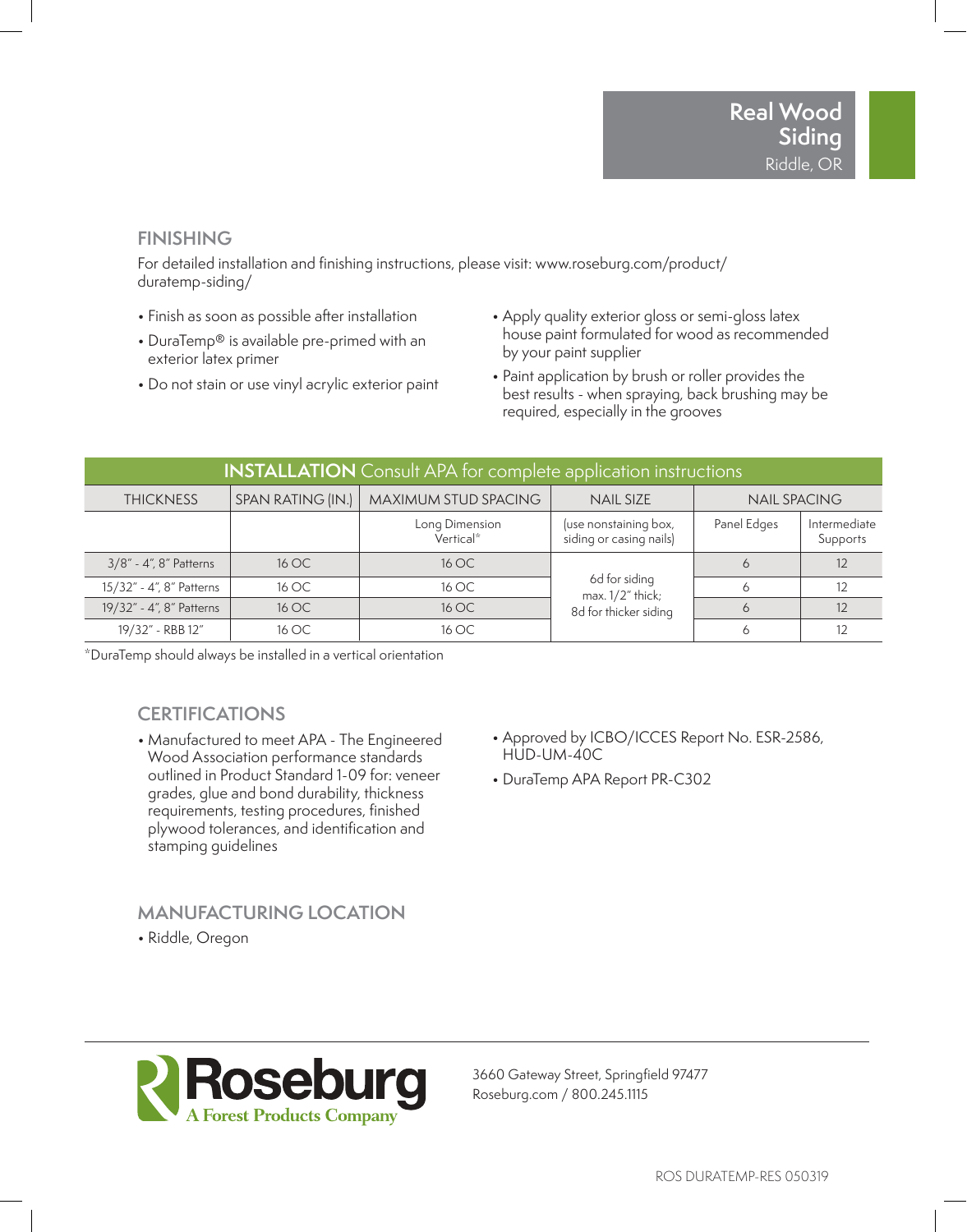**Real Wood Siding**
Riddle, OR

## FINISHING

For detailed installation and finishing instructions, please visit: www.roseburg.com/product/duratemp-siding/

- Finish as soon as possible after installation
- DuraTemp® is available pre-primed with an exterior latex primer
- Do not stain or use vinyl acrylic exterior paint
- Apply quality exterior gloss or semi-gloss latex house paint formulated for wood as recommended by your paint supplier
- Paint application by brush or roller provides the best results - when spraying, back brushing may be required, especially in the grooves

**INSTALLATION** Consult APA for complete application instructions

| THICKNESS | SPAN RATING (IN.) | MAXIMUM STUD SPACING | NAIL SIZE | NAIL SPACING | |
|---|---|---|---|---|---|
| | | Long Dimension Vertical* | (use nonstaining box, siding or casing nails) | Panel Edges | Intermediate Supports |
| 3/8" - 4", 8" Patterns | 16 OC | 16 OC | 6d for siding max. 1/2" thick; 8d for thicker siding | 6 | 12 |
| 15/32" - 4", 8" Patterns | 16 OC | 16 OC | | 6 | 12 |
| 19/32" - 4", 8" Patterns | 16 OC | 16 OC | | 6 | 12 |
| 19/32" - RBB 12" | 16 OC | 16 OC | | 6 | 12 |

*DuraTemp should always be installed in a vertical orientation

## CERTIFICATIONS

- Manufactured to meet APA - The Engineered Wood Association performance standards outlined in Product Standard 1-09 for: veneer grades, glue and bond durability, thickness requirements, testing procedures, finished plywood tolerances, and identification and stamping guidelines
- Approved by ICBO/ICCES Report No. ESR-2586, HUD-UM-40C
- DuraTemp APA Report PR-C302

## MANUFACTURING LOCATION

- Riddle, Oregon

Roseburg
A Forest Products Company

3660 Gateway Street, Springfield 97477
Roseburg.com / 800.245.1115

ROS DURATEMP-RES 050319